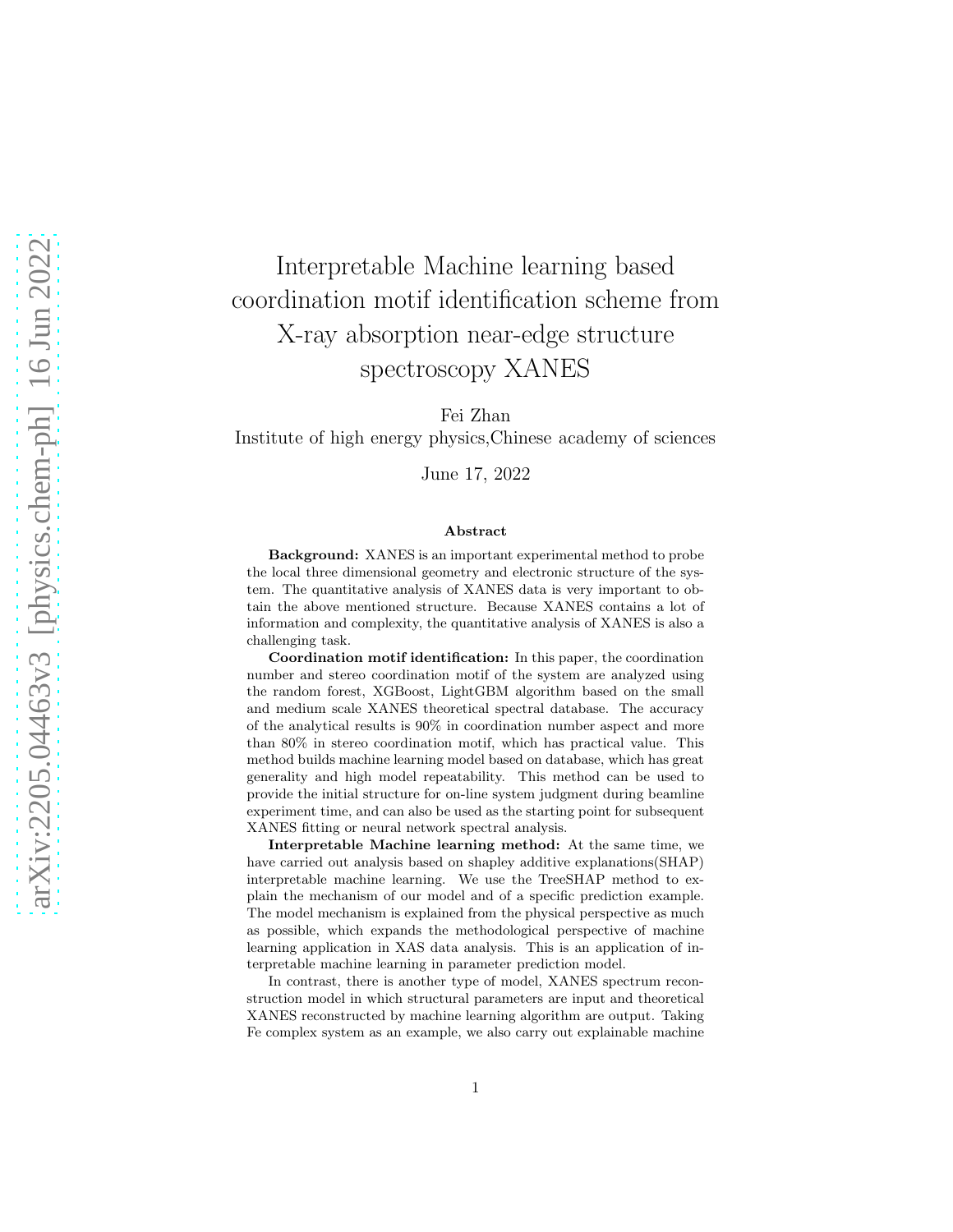# Interpretable Machine learning based coordination motif identification scheme from X-ray absorption near-edge structure spectroscopy XANES

Fei Zhan
Institute of high energy physics,Chinese academy of sciences

June 17, 2022

## Abstract

**Background:** XANES is an important experimental method to probe the local three dimensional geometry and electronic structure of the system. The quantitative analysis of XANES data is very important to obtain the above mentioned structure. Because XANES contains a lot of information and complexity, the quantitative analysis of XANES is also a challenging task.

**Coordination motif identification:** In this paper, the coordination number and stereo coordination motif of the system are analyzed using the random forest, XGBoost, LightGBM algorithm based on the small and medium scale XANES theoretical spectral database. The accuracy of the analytical results is 90% in coordination number aspect and more than 80% in stereo coordination motif, which has practical value. This method builds machine learning model based on database, which has great generality and high model repeatability. This method can be used to provide the initial structure for on-line system judgment during beamline experiment time, and can also be used as the starting point for subsequent XANES fitting or neural network spectral analysis.

**Interpretable Machine learning method:** At the same time, we have carried out analysis based on shapley additive explanations(SHAP) interpretable machine learning. We use the TreeSHAP method to explain the mechanism of our model and of a specific prediction example. The model mechanism is explained from the physical perspective as much as possible, which expands the methodological perspective of machine learning application in XAS data analysis. This is an application of interpretable machine learning in parameter prediction model.

In contrast, there is another type of model, XANES spectrum reconstruction model in which structural parameters are input and theoretical XANES reconstructed by machine learning algorithm are output. Taking Fe complex system as an example, we also carry out explainable machine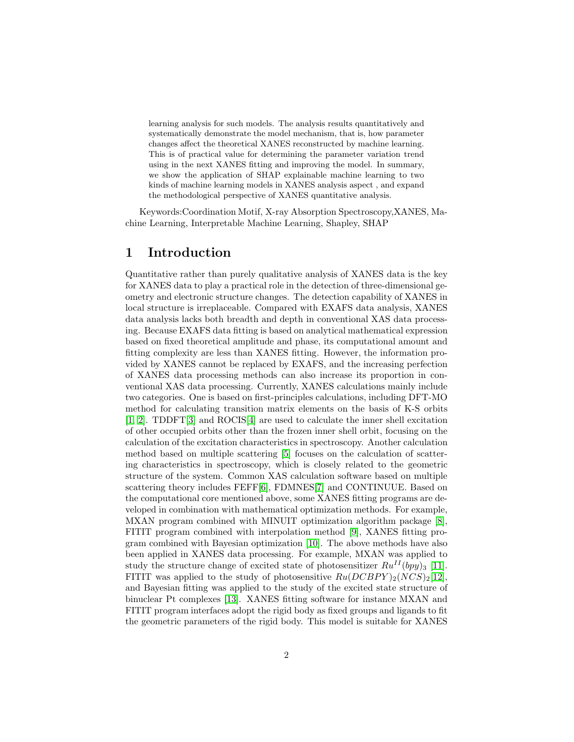learning analysis for such models. The analysis results quantitatively and systematically demonstrate the model mechanism, that is, how parameter changes affect the theoretical XANES reconstructed by machine learning. This is of practical value for determining the parameter variation trend using in the next XANES fitting and improving the model. In summary, we show the application of SHAP explainable machine learning to two kinds of machine learning models in XANES analysis aspect , and expand the methodological perspective of XANES quantitative analysis.

Keywords:Coordination Motif, X-ray Absorption Spectroscopy,XANES, Machine Learning, Interpretable Machine Learning, Shapley, SHAP

## 1 Introduction

Quantitative rather than purely qualitative analysis of XANES data is the key for XANES data to play a practical role in the detection of three-dimensional geometry and electronic structure changes. The detection capability of XANES in local structure is irreplaceable. Compared with EXAFS data analysis, XANES data analysis lacks both breadth and depth in conventional XAS data processing. Because EXAFS data fitting is based on analytical mathematical expression based on fixed theoretical amplitude and phase, its computational amount and fitting complexity are less than XANES fitting. However, the information provided by XANES cannot be replaced by EXAFS, and the increasing perfection of XANES data processing methods can also increase its proportion in conventional XAS data processing. Currently, XANES calculations mainly include two categories. One is based on first-principles calculations, including DFT-MO method for calculating transition matrix elements on the basis of K-S orbits [1, 2]. TDDFT[3] and ROCIS[4] are used to calculate the inner shell excitation of other occupied orbits other than the frozen inner shell orbit, focusing on the calculation of the excitation characteristics in spectroscopy. Another calculation method based on multiple scattering [5] focuses on the calculation of scattering characteristics in spectroscopy, which is closely related to the geometric structure of the system. Common XAS calculation software based on multiple scattering theory includes FEFF[6], FDMNES[7] and CONTINUUE. Based on the computational core mentioned above, some XANES fitting programs are developed in combination with mathematical optimization methods. For example, MXAN program combined with MINUIT optimization algorithm package [8], FITIT program combined with interpolation method [9], XANES fitting program combined with Bayesian optimization [10]. The above methods have also been applied in XANES data processing. For example, MXAN was applied to study the structure change of excited state of photosensitizer $Ru^{II}(bpy)_3$ [11]. FITIT was applied to the study of photosensitive $Ru(DCBPY)_2(NCS)_2$[12], and Bayesian fitting was applied to the study of the excited state structure of binuclear Pt complexes [13]. XANES fitting software for instance MXAN and FITIT program interfaces adopt the rigid body as fixed groups and ligands to fit the geometric parameters of the rigid body. This model is suitable for XANES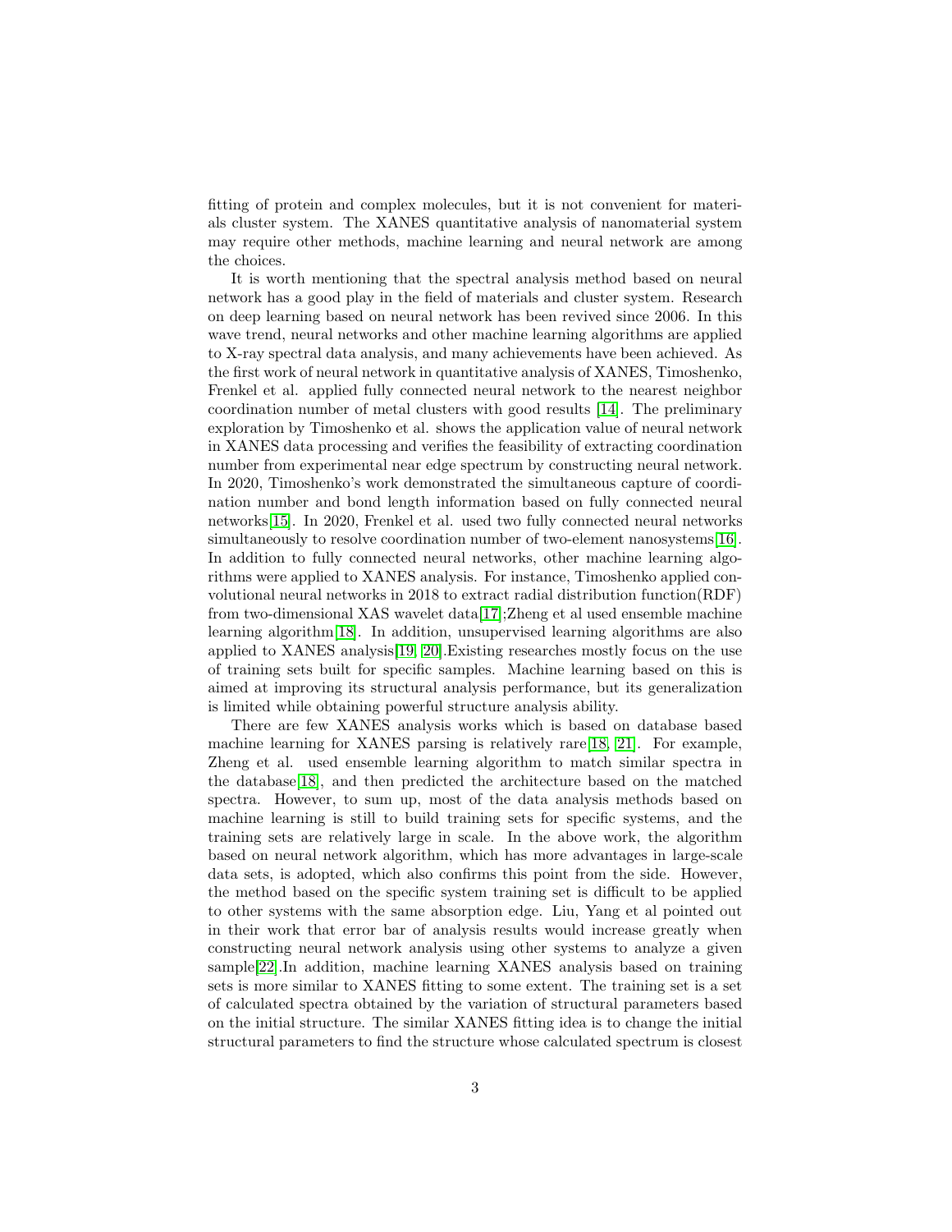fitting of protein and complex molecules, but it is not convenient for materials cluster system. The XANES quantitative analysis of nanomaterial system may require other methods, machine learning and neural network are among the choices.

It is worth mentioning that the spectral analysis method based on neural network has a good play in the field of materials and cluster system. Research on deep learning based on neural network has been revived since 2006. In this wave trend, neural networks and other machine learning algorithms are applied to X-ray spectral data analysis, and many achievements have been achieved. As the first work of neural network in quantitative analysis of XANES, Timoshenko, Frenkel et al. applied fully connected neural network to the nearest neighbor coordination number of metal clusters with good results [14]. The preliminary exploration by Timoshenko et al. shows the application value of neural network in XANES data processing and verifies the feasibility of extracting coordination number from experimental near edge spectrum by constructing neural network. In 2020, Timoshenko's work demonstrated the simultaneous capture of coordination number and bond length information based on fully connected neural networks[15]. In 2020, Frenkel et al. used two fully connected neural networks simultaneously to resolve coordination number of two-element nanosystems[16]. In addition to fully connected neural networks, other machine learning algorithms were applied to XANES analysis. For instance, Timoshenko applied convolutional neural networks in 2018 to extract radial distribution function(RDF) from two-dimensional XAS wavelet data[17];Zheng et al used ensemble machine learning algorithm[18]. In addition, unsupervised learning algorithms are also applied to XANES analysis[19, 20].Existing researches mostly focus on the use of training sets built for specific samples. Machine learning based on this is aimed at improving its structural analysis performance, but its generalization is limited while obtaining powerful structure analysis ability.

There are few XANES analysis works which is based on database based machine learning for XANES parsing is relatively rare[18, 21]. For example, Zheng et al. used ensemble learning algorithm to match similar spectra in the database[18], and then predicted the architecture based on the matched spectra. However, to sum up, most of the data analysis methods based on machine learning is still to build training sets for specific systems, and the training sets are relatively large in scale. In the above work, the algorithm based on neural network algorithm, which has more advantages in large-scale data sets, is adopted, which also confirms this point from the side. However, the method based on the specific system training set is difficult to be applied to other systems with the same absorption edge. Liu, Yang et al pointed out in their work that error bar of analysis results would increase greatly when constructing neural network analysis using other systems to analyze a given sample[22].In addition, machine learning XANES analysis based on training sets is more similar to XANES fitting to some extent. The training set is a set of calculated spectra obtained by the variation of structural parameters based on the initial structure. The similar XANES fitting idea is to change the initial structural parameters to find the structure whose calculated spectrum is closest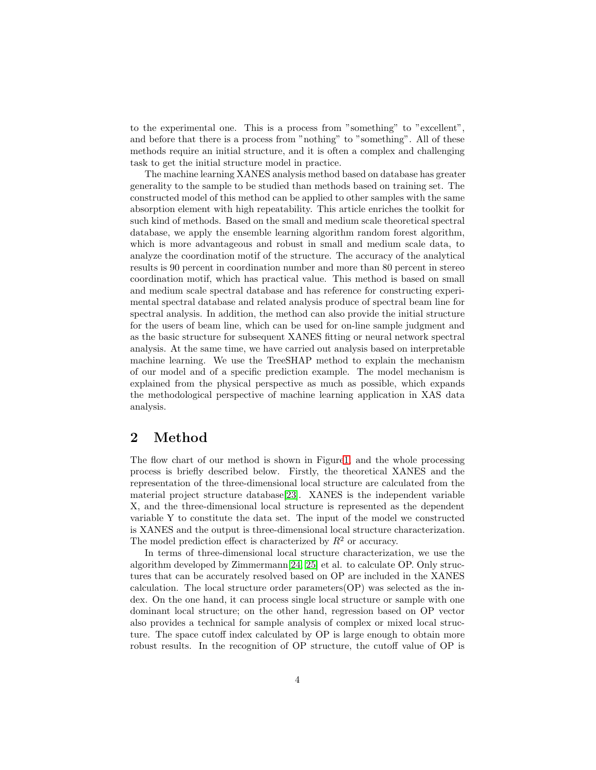to the experimental one. This is a process from "something" to "excellent", and before that there is a process from "nothing" to "something". All of these methods require an initial structure, and it is often a complex and challenging task to get the initial structure model in practice.

The machine learning XANES analysis method based on database has greater generality to the sample to be studied than methods based on training set. The constructed model of this method can be applied to other samples with the same absorption element with high repeatability. This article enriches the toolkit for such kind of methods. Based on the small and medium scale theoretical spectral database, we apply the ensemble learning algorithm random forest algorithm, which is more advantageous and robust in small and medium scale data, to analyze the coordination motif of the structure. The accuracy of the analytical results is 90 percent in coordination number and more than 80 percent in stereo coordination motif, which has practical value. This method is based on small and medium scale spectral database and has reference for constructing experimental spectral database and related analysis produce of spectral beam line for spectral analysis. In addition, the method can also provide the initial structure for the users of beam line, which can be used for on-line sample judgment and as the basic structure for subsequent XANES fitting or neural network spectral analysis. At the same time, we have carried out analysis based on interpretable machine learning. We use the TreeSHAP method to explain the mechanism of our model and of a specific prediction example. The model mechanism is explained from the physical perspective as much as possible, which expands the methodological perspective of machine learning application in XAS data analysis.

## 2 Method

The flow chart of our method is shown in Figure1, and the whole processing process is briefly described below. Firstly, the theoretical XANES and the representation of the three-dimensional local structure are calculated from the material project structure database[23]. XANES is the independent variable X, and the three-dimensional local structure is represented as the dependent variable Y to constitute the data set. The input of the model we constructed is XANES and the output is three-dimensional local structure characterization. The model prediction effect is characterized by $R^2$ or accuracy.

In terms of three-dimensional local structure characterization, we use the algorithm developed by Zimmermann[24, 25] et al. to calculate OP. Only structures that can be accurately resolved based on OP are included in the XANES calculation. The local structure order parameters(OP) was selected as the index. On the one hand, it can process single local structure or sample with one dominant local structure; on the other hand, regression based on OP vector also provides a technical for sample analysis of complex or mixed local structure. The space cutoff index calculated by OP is large enough to obtain more robust results. In the recognition of OP structure, the cutoff value of OP is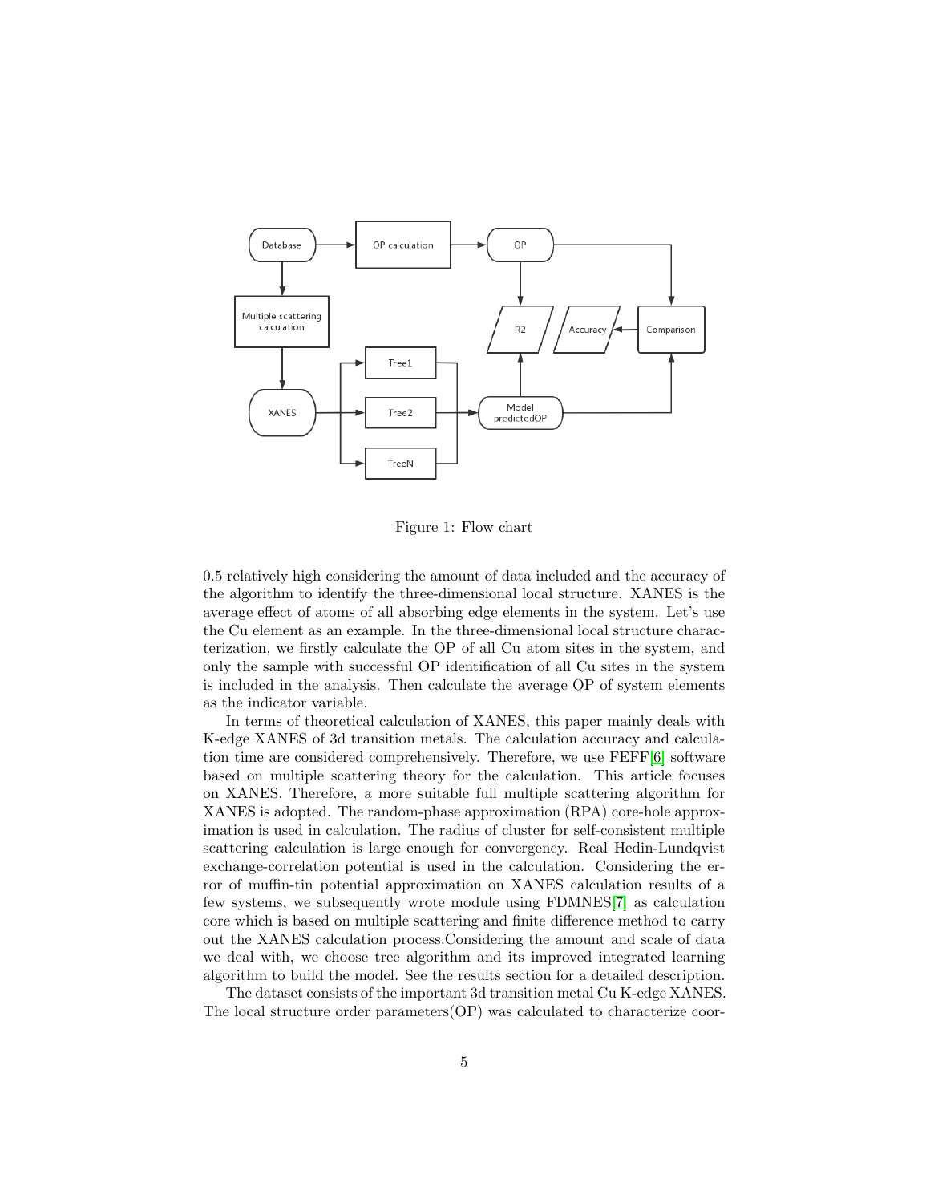Figure 1: Flow chart

0.5 relatively high considering the amount of data included and the accuracy of the algorithm to identify the three-dimensional local structure. XANES is the average effect of atoms of all absorbing edge elements in the system. Let's use the Cu element as an example. In the three-dimensional local structure characterization, we firstly calculate the OP of all Cu atom sites in the system, and only the sample with successful OP identification of all Cu sites in the system is included in the analysis. Then calculate the average OP of system elements as the indicator variable.

In terms of theoretical calculation of XANES, this paper mainly deals with K-edge XANES of 3d transition metals. The calculation accuracy and calculation time are considered comprehensively. Therefore, we use FEFF[6] software based on multiple scattering theory for the calculation. This article focuses on XANES. Therefore, a more suitable full multiple scattering algorithm for XANES is adopted. The random-phase approximation (RPA) core-hole approximation is used in calculation. The radius of cluster for self-consistent multiple scattering calculation is large enough for convergency. Real Hedin-Lundqvist exchange-correlation potential is used in the calculation. Considering the error of muffin-tin potential approximation on XANES calculation results of a few systems, we subsequently wrote module using FDMNES[7] as calculation core which is based on multiple scattering and finite difference method to carry out the XANES calculation process.Considering the amount and scale of data we deal with, we choose tree algorithm and its improved integrated learning algorithm to build the model. See the results section for a detailed description.

The dataset consists of the important 3d transition metal Cu K-edge XANES. The local structure order parameters(OP) was calculated to characterize coor-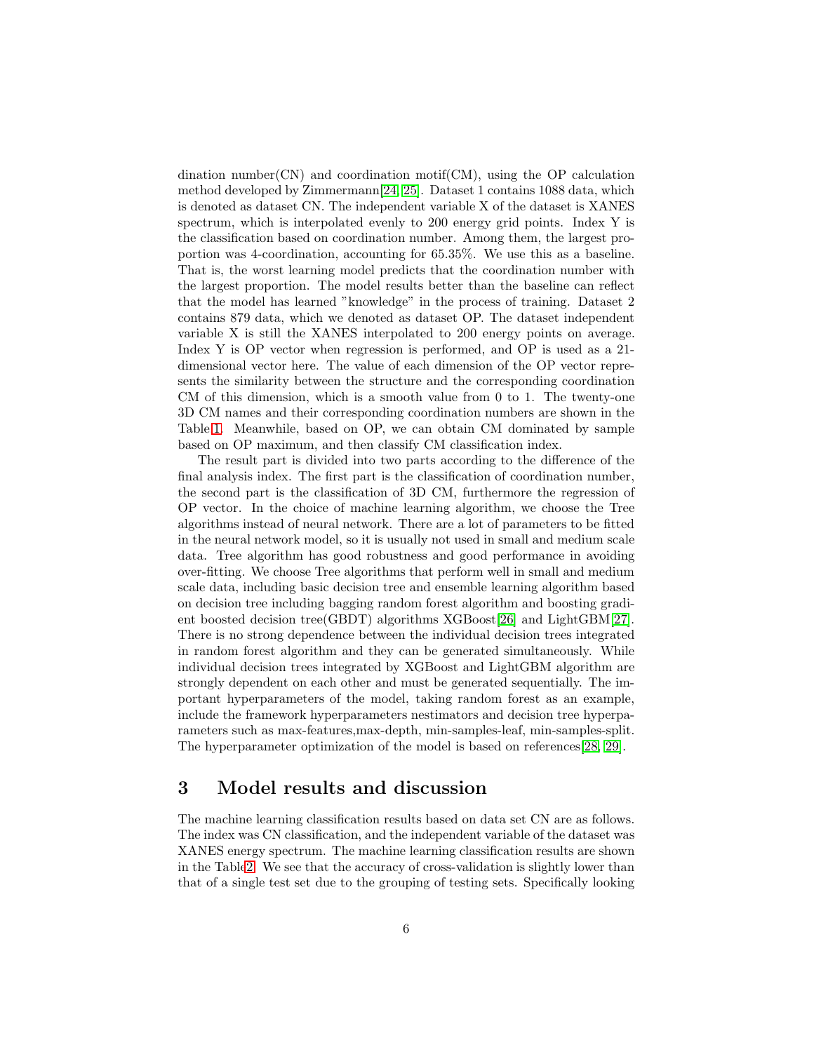dination number(CN) and coordination motif(CM), using the OP calculation method developed by Zimmermann[24, 25]. Dataset 1 contains 1088 data, which is denoted as dataset CN. The independent variable X of the dataset is XANES spectrum, which is interpolated evenly to 200 energy grid points. Index Y is the classification based on coordination number. Among them, the largest proportion was 4-coordination, accounting for 65.35%. We use this as a baseline. That is, the worst learning model predicts that the coordination number with the largest proportion. The model results better than the baseline can reflect that the model has learned "knowledge" in the process of training. Dataset 2 contains 879 data, which we denoted as dataset OP. The dataset independent variable X is still the XANES interpolated to 200 energy points on average. Index Y is OP vector when regression is performed, and OP is used as a 21-dimensional vector here. The value of each dimension of the OP vector represents the similarity between the structure and the corresponding coordination CM of this dimension, which is a smooth value from 0 to 1. The twenty-one 3D CM names and their corresponding coordination numbers are shown in the Table1. Meanwhile, based on OP, we can obtain CM dominated by sample based on OP maximum, and then classify CM classification index.

The result part is divided into two parts according to the difference of the final analysis index. The first part is the classification of coordination number, the second part is the classification of 3D CM, furthermore the regression of OP vector. In the choice of machine learning algorithm, we choose the Tree algorithms instead of neural network. There are a lot of parameters to be fitted in the neural network model, so it is usually not used in small and medium scale data. Tree algorithm has good robustness and good performance in avoiding over-fitting. We choose Tree algorithms that perform well in small and medium scale data, including basic decision tree and ensemble learning algorithm based on decision tree including bagging random forest algorithm and boosting gradient boosted decision tree(GBDT) algorithms XGBoost[26] and LightGBM[27]. There is no strong dependence between the individual decision trees integrated in random forest algorithm and they can be generated simultaneously. While individual decision trees integrated by XGBoost and LightGBM algorithm are strongly dependent on each other and must be generated sequentially. The important hyperparameters of the model, taking random forest as an example, include the framework hyperparameters nestimators and decision tree hyperparameters such as max-features,max-depth, min-samples-leaf, min-samples-split. The hyperparameter optimization of the model is based on references[28, 29].

# 3 Model results and discussion

The machine learning classification results based on data set CN are as follows. The index was CN classification, and the independent variable of the dataset was XANES energy spectrum. The machine learning classification results are shown in the Table2. We see that the accuracy of cross-validation is slightly lower than that of a single test set due to the grouping of testing sets. Specifically looking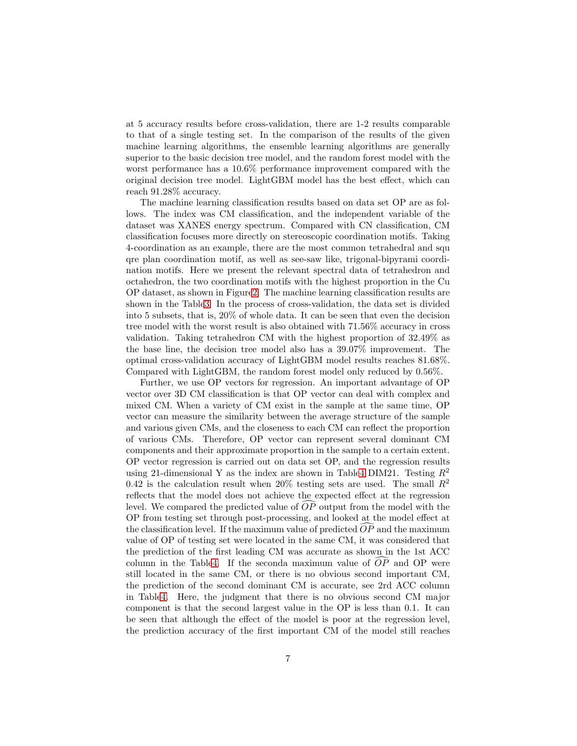at 5 accuracy results before cross-validation, there are 1-2 results comparable to that of a single testing set. In the comparison of the results of the given machine learning algorithms, the ensemble learning algorithms are generally superior to the basic decision tree model, and the random forest model with the worst performance has a 10.6% performance improvement compared with the original decision tree model. LightGBM model has the best effect, which can reach 91.28% accuracy.

The machine learning classification results based on data set OP are as follows. The index was CM classification, and the independent variable of the dataset was XANES energy spectrum. Compared with CN classification, CM classification focuses more directly on stereoscopic coordination motifs. Taking 4-coordination as an example, there are the most common tetrahedral and squ qre plan coordination motif, as well as see-saw like, trigonal-bipyrami coordination motifs. Here we present the relevant spectral data of tetrahedron and octahedron, the two coordination motifs with the highest proportion in the Cu OP dataset, as shown in Figure2. The machine learning classification results are shown in the Table3. In the process of cross-validation, the data set is divided into 5 subsets, that is, 20% of whole data. It can be seen that even the decision tree model with the worst result is also obtained with 71.56% accuracy in cross validation. Taking tetrahedron CM with the highest proportion of 32.49% as the base line, the decision tree model also has a 39.07% improvement. The optimal cross-validation accuracy of LightGBM model results reaches 81.68%. Compared with LightGBM, the random forest model only reduced by 0.56%.

Further, we use OP vectors for regression. An important advantage of OP vector over 3D CM classification is that OP vector can deal with complex and mixed CM. When a variety of CM exist in the sample at the same time, OP vector can measure the similarity between the average structure of the sample and various given CMs, and the closeness to each CM can reflect the proportion of various CMs. Therefore, OP vector can represent several dominant CM components and their approximate proportion in the sample to a certain extent. OP vector regression is carried out on data set OP, and the regression results using 21-dimensional Y as the index are shown in Table4 DIM21. Testing $R^2$ 0.42 is the calculation result when 20% testing sets are used. The small $R^2$ reflects that the model does not achieve the expected effect at the regression level. We compared the predicted value of $\widehat{OP}$ output from the model with the OP from testing set through post-processing, and looked at the model effect at the classification level. If the maximum value of predicted $\widehat{OP}$ and the maximum value of OP of testing set were located in the same CM, it was considered that the prediction of the first leading CM was accurate as shown in the 1st ACC column in the Table4. If the seconda maximum value of $\widehat{OP}$ and OP were still located in the same CM, or there is no obvious second important CM, the prediction of the second dominant CM is accurate, see 2rd ACC column in Table4. Here, the judgment that there is no obvious second CM major component is that the second largest value in the OP is less than 0.1. It can be seen that although the effect of the model is poor at the regression level, the prediction accuracy of the first important CM of the model still reaches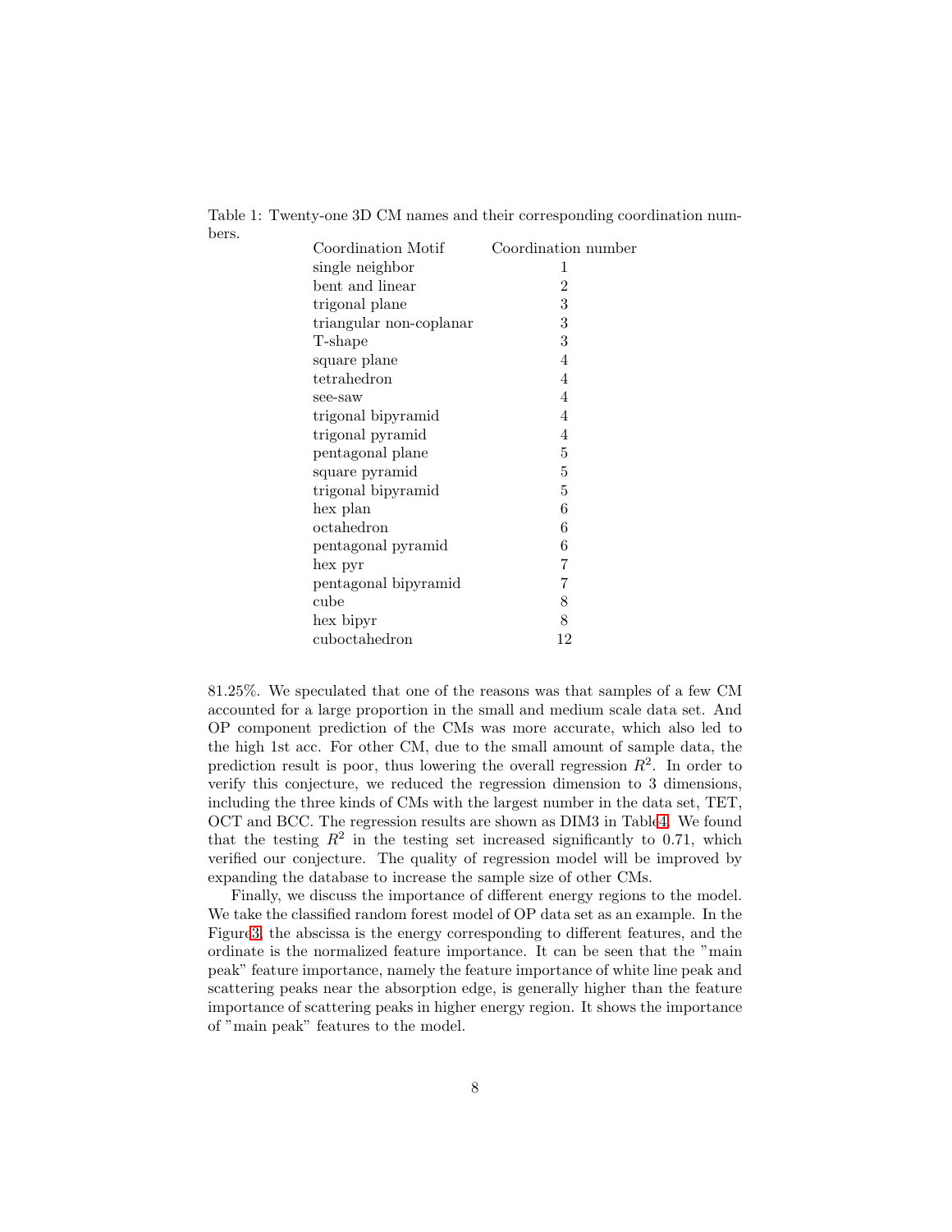Table 1: Twenty-one 3D CM names and their corresponding coordination numbers.

| Coordination Motif | Coordination number |
|---|---|
| single neighbor | 1 |
| bent and linear | 2 |
| trigonal plane | 3 |
| triangular non-coplanar | 3 |
| T-shape | 3 |
| square plane | 4 |
| tetrahedron | 4 |
| see-saw | 4 |
| trigonal bipyramid | 4 |
| trigonal pyramid | 4 |
| pentagonal plane | 5 |
| square pyramid | 5 |
| trigonal bipyramid | 5 |
| hex plan | 6 |
| octahedron | 6 |
| pentagonal pyramid | 6 |
| hex pyr | 7 |
| pentagonal bipyramid | 7 |
| cube | 8 |
| hex bipyr | 8 |
| cuboctahedron | 12 |

81.25%. We speculated that one of the reasons was that samples of a few CM accounted for a large proportion in the small and medium scale data set. And OP component prediction of the CMs was more accurate, which also led to the high 1st acc. For other CM, due to the small amount of sample data, the prediction result is poor, thus lowering the overall regression $R^2$. In order to verify this conjecture, we reduced the regression dimension to 3 dimensions, including the three kinds of CMs with the largest number in the data set, TET, OCT and BCC. The regression results are shown as DIM3 in Table4. We found that the testing $R^2$ in the testing set increased significantly to 0.71, which verified our conjecture. The quality of regression model will be improved by expanding the database to increase the sample size of other CMs.

Finally, we discuss the importance of different energy regions to the model. We take the classified random forest model of OP data set as an example. In the Figure3, the abscissa is the energy corresponding to different features, and the ordinate is the normalized feature importance. It can be seen that the "main peak" feature importance, namely the feature importance of white line peak and scattering peaks near the absorption edge, is generally higher than the feature importance of scattering peaks in higher energy region. It shows the importance of "main peak" features to the model.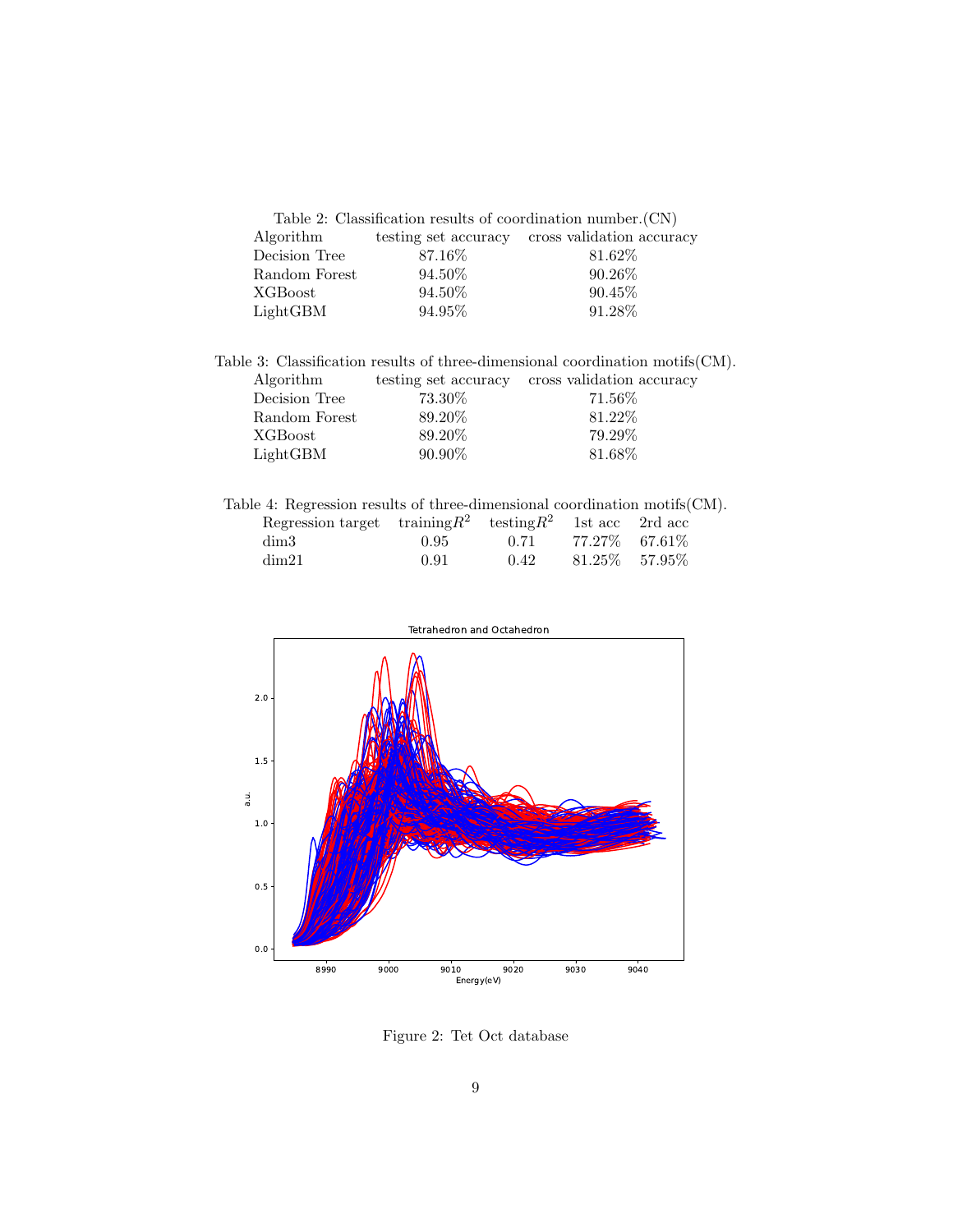Table 2: Classification results of coordination number.(CN)

| Algorithm | testing set accuracy | cross validation accuracy |
|---|---|---|
| Decision Tree | 87.16% | 81.62% |
| Random Forest | 94.50% | 90.26% |
| XGBoost | 94.50% | 90.45% |
| LightGBM | 94.95% | 91.28% |

Table 3: Classification results of three-dimensional coordination motifs(CM).

| Algorithm | testing set accuracy | cross validation accuracy |
|---|---|---|
| Decision Tree | 73.30% | 71.56% |
| Random Forest | 89.20% | 81.22% |
| XGBoost | 89.20% | 79.29% |
| LightGBM | 90.90% | 81.68% |

Table 4: Regression results of three-dimensional coordination motifs(CM).

| Regression target | training $R^2$ | testing $R^2$ | 1st acc | 2rd acc |
|---|---|---|---|---|
| dim3 | 0.95 | 0.71 | 77.27% | 67.61% |
| dim21 | 0.91 | 0.42 | 81.25% | 57.95% |

Figure 2: Tet Oct database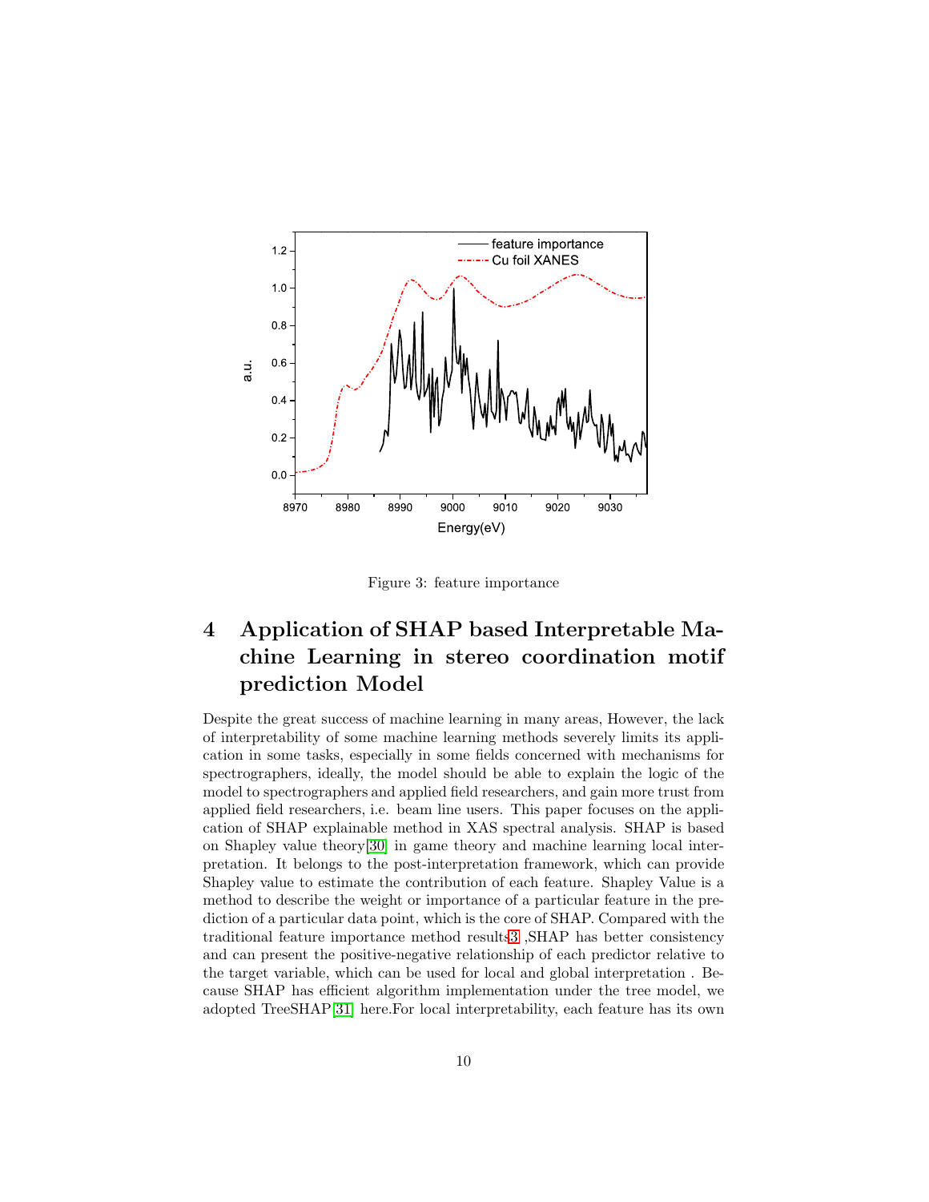Figure 3: feature importance

# 4 Application of SHAP based Interpretable Machine Learning in stereo coordination motif prediction Model

Despite the great success of machine learning in many areas, However, the lack of interpretability of some machine learning methods severely limits its application in some tasks, especially in some fields concerned with mechanisms for spectrographers, ideally, the model should be able to explain the logic of the model to spectrographers and applied field researchers, and gain more trust from applied field researchers, i.e. beam line users. This paper focuses on the application of SHAP explainable method in XAS spectral analysis. SHAP is based on Shapley value theory[30] in game theory and machine learning local interpretation. It belongs to the post-interpretation framework, which can provide Shapley value to estimate the contribution of each feature. Shapley Value is a method to describe the weight or importance of a particular feature in the prediction of a particular data point, which is the core of SHAP. Compared with the traditional feature importance method results3 ,SHAP has better consistency and can present the positive-negative relationship of each predictor relative to the target variable, which can be used for local and global interpretation . Because SHAP has efficient algorithm implementation under the tree model, we adopted TreeSHAP[31] here.For local interpretability, each feature has its own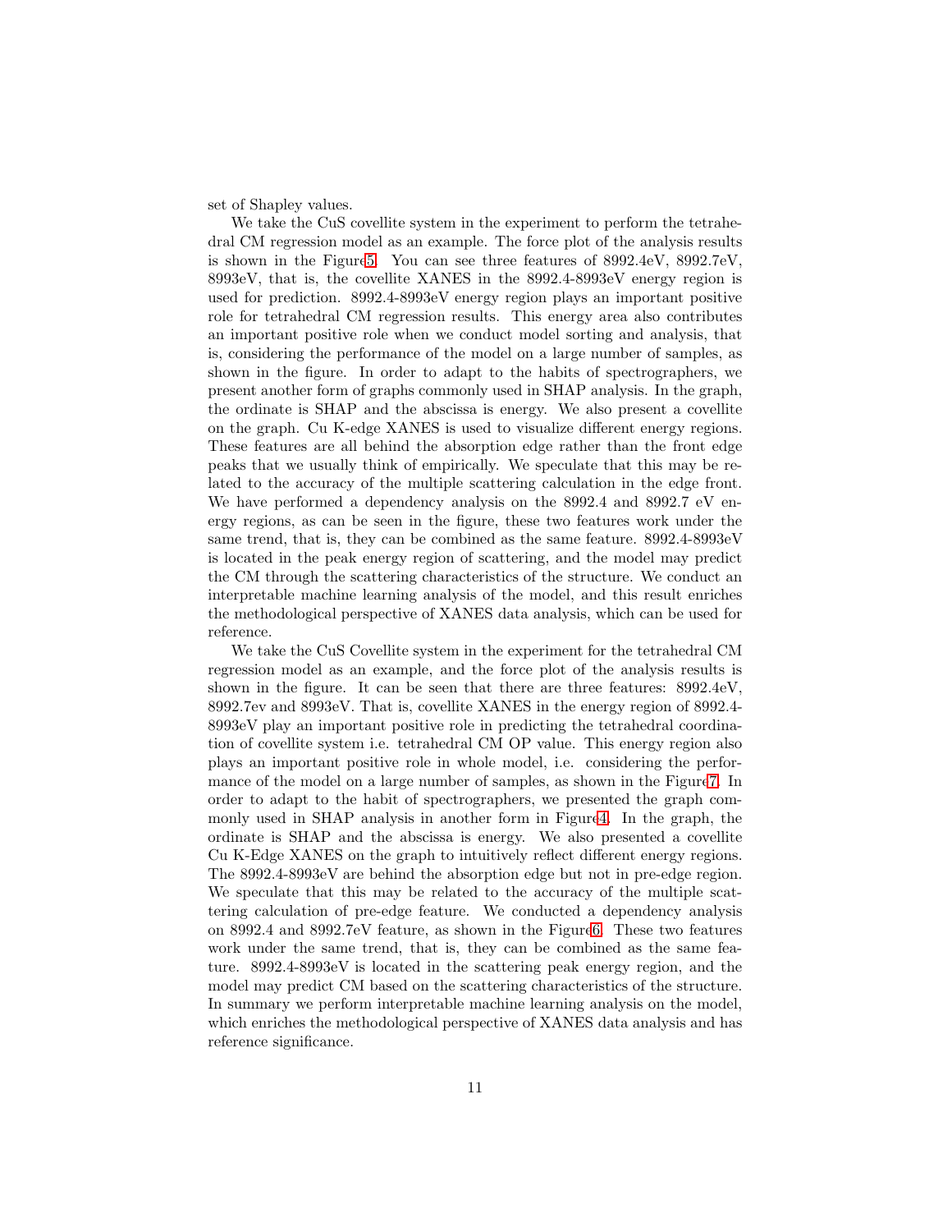set of Shapley values.

We take the CuS covellite system in the experiment to perform the tetrahedral CM regression model as an example. The force plot of the analysis results is shown in the Figure5. You can see three features of 8992.4eV, 8992.7eV, 8993eV, that is, the covellite XANES in the 8992.4-8993eV energy region is used for prediction. 8992.4-8993eV energy region plays an important positive role for tetrahedral CM regression results. This energy area also contributes an important positive role when we conduct model sorting and analysis, that is, considering the performance of the model on a large number of samples, as shown in the figure. In order to adapt to the habits of spectrographers, we present another form of graphs commonly used in SHAP analysis. In the graph, the ordinate is SHAP and the abscissa is energy. We also present a covellite on the graph. Cu K-edge XANES is used to visualize different energy regions. These features are all behind the absorption edge rather than the front edge peaks that we usually think of empirically. We speculate that this may be related to the accuracy of the multiple scattering calculation in the edge front. We have performed a dependency analysis on the 8992.4 and 8992.7 eV energy regions, as can be seen in the figure, these two features work under the same trend, that is, they can be combined as the same feature. 8992.4-8993eV is located in the peak energy region of scattering, and the model may predict the CM through the scattering characteristics of the structure. We conduct an interpretable machine learning analysis of the model, and this result enriches the methodological perspective of XANES data analysis, which can be used for reference.

We take the CuS Covellite system in the experiment for the tetrahedral CM regression model as an example, and the force plot of the analysis results is shown in the figure. It can be seen that there are three features: 8992.4eV, 8992.7ev and 8993eV. That is, covellite XANES in the energy region of 8992.4-8993eV play an important positive role in predicting the tetrahedral coordination of covellite system i.e. tetrahedral CM OP value. This energy region also plays an important positive role in whole model, i.e. considering the performance of the model on a large number of samples, as shown in the Figure7. In order to adapt to the habit of spectrographers, we presented the graph commonly used in SHAP analysis in another form in Figure4. In the graph, the ordinate is SHAP and the abscissa is energy. We also presented a covellite Cu K-Edge XANES on the graph to intuitively reflect different energy regions. The 8992.4-8993eV are behind the absorption edge but not in pre-edge region. We speculate that this may be related to the accuracy of the multiple scattering calculation of pre-edge feature. We conducted a dependency analysis on 8992.4 and 8992.7eV feature, as shown in the Figure6. These two features work under the same trend, that is, they can be combined as the same feature. 8992.4-8993eV is located in the scattering peak energy region, and the model may predict CM based on the scattering characteristics of the structure. In summary we perform interpretable machine learning analysis on the model, which enriches the methodological perspective of XANES data analysis and has reference significance.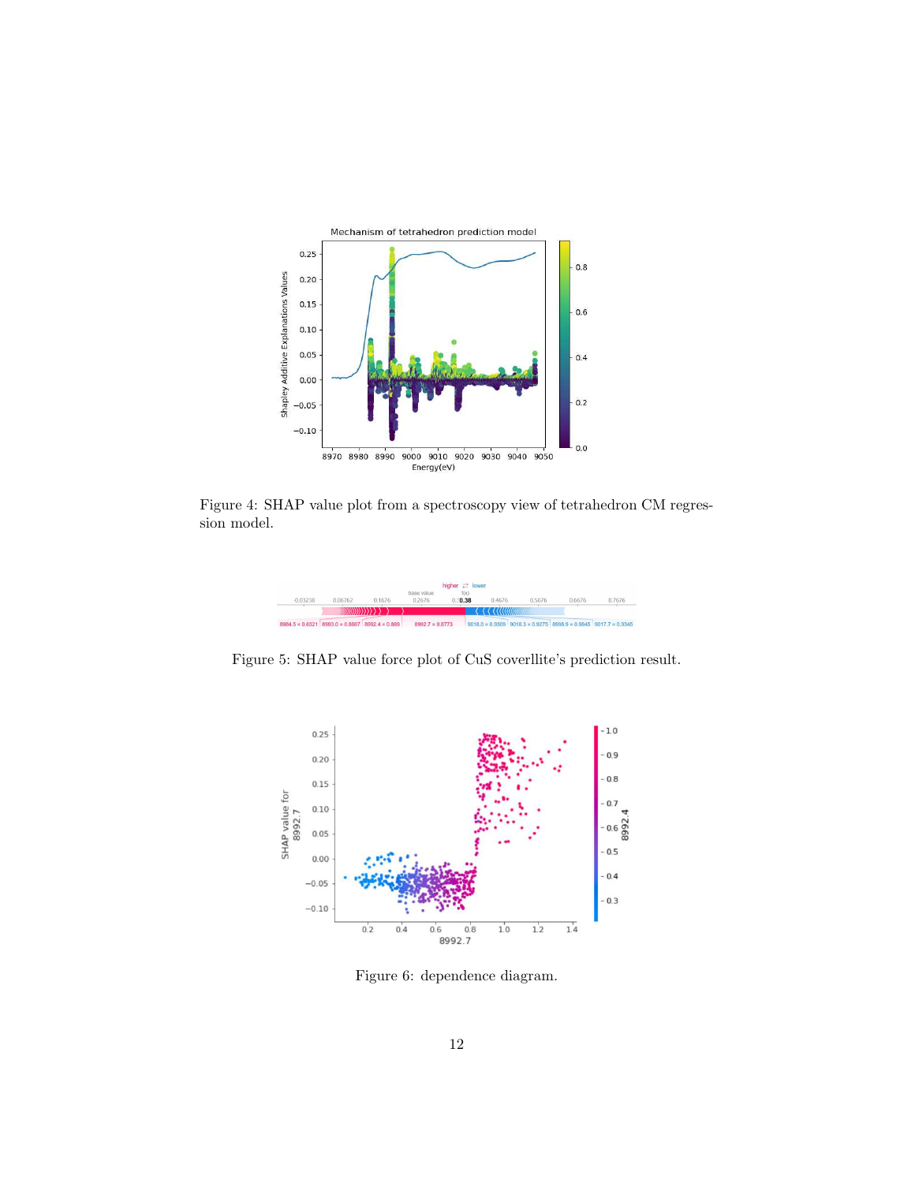Figure 4: SHAP value plot from a spectroscopy view of tetrahedron CM regression model.

Figure 5: SHAP value force plot of CuS coverllite's prediction result.

Figure 6: dependence diagram.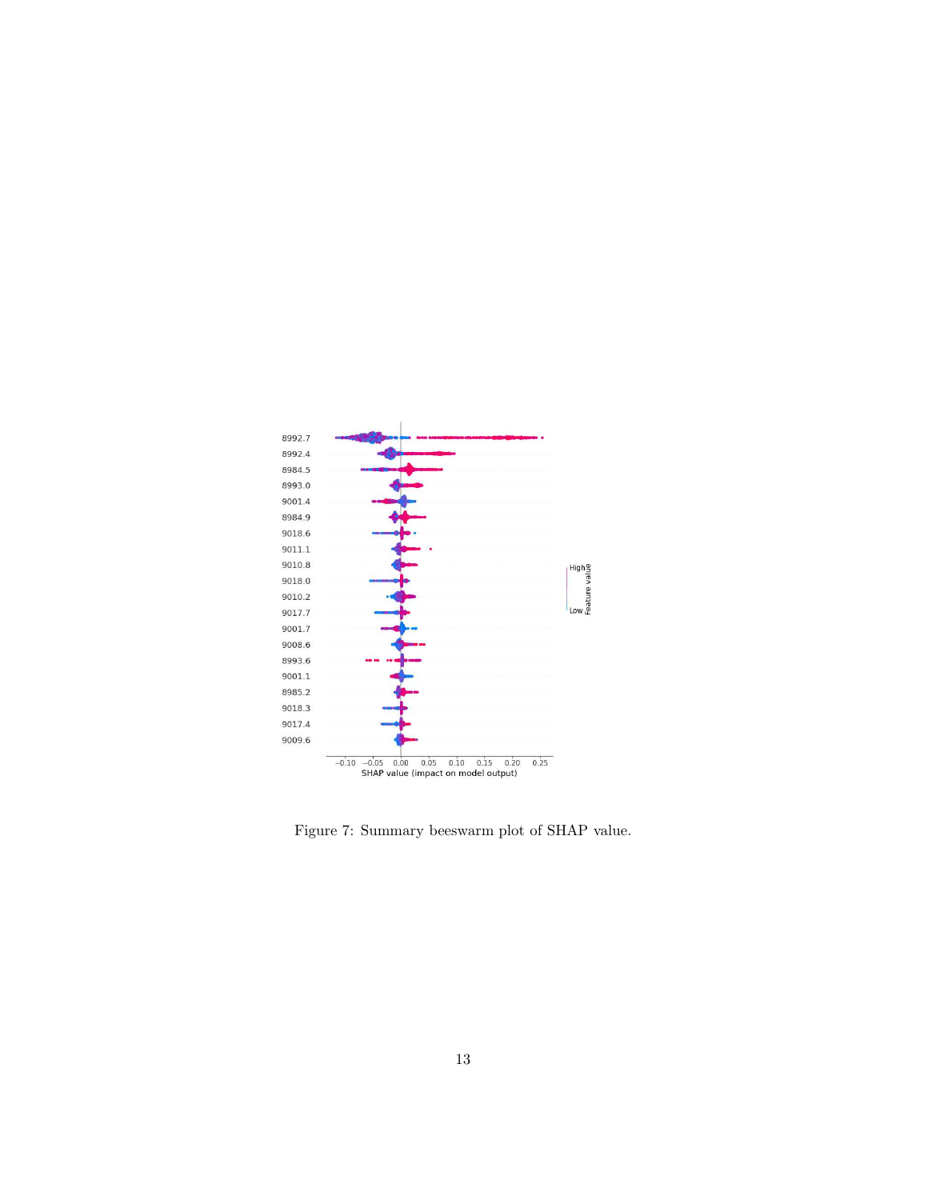Figure 7: Summary beeswarm plot of SHAP value.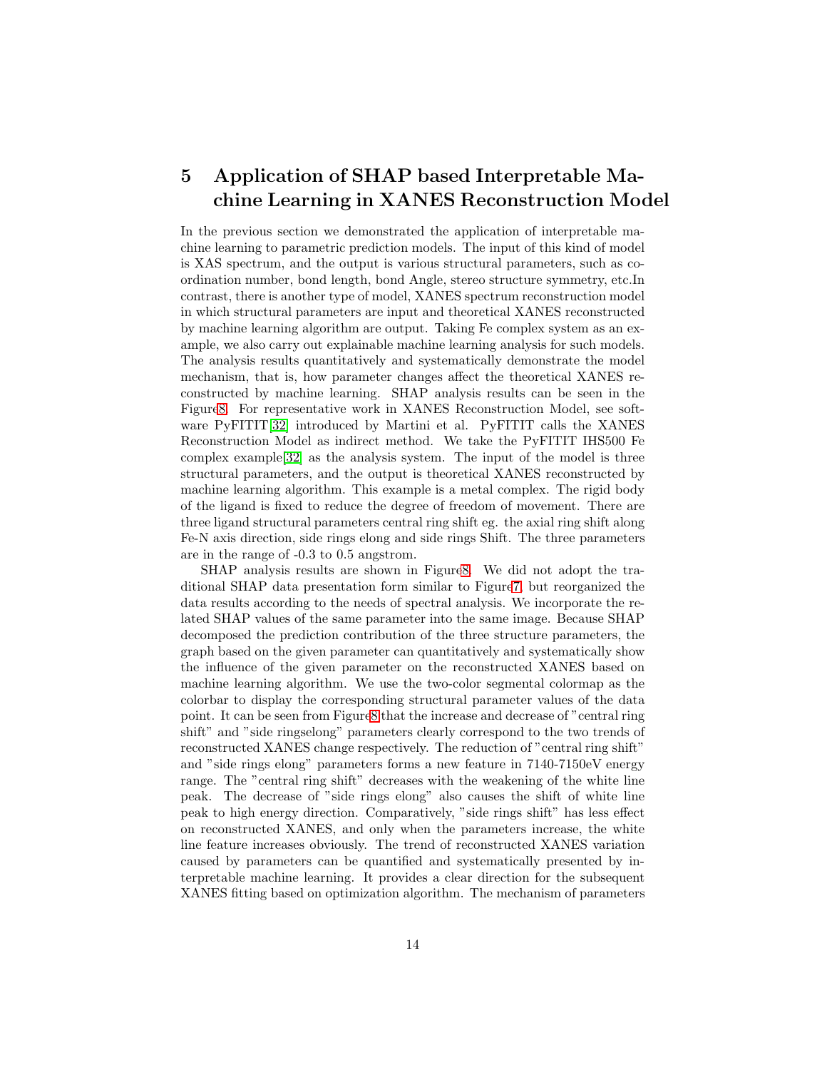# 5 Application of SHAP based Interpretable Machine Learning in XANES Reconstruction Model

In the previous section we demonstrated the application of interpretable machine learning to parametric prediction models. The input of this kind of model is XAS spectrum, and the output is various structural parameters, such as coordination number, bond length, bond Angle, stereo structure symmetry, etc.In contrast, there is another type of model, XANES spectrum reconstruction model in which structural parameters are input and theoretical XANES reconstructed by machine learning algorithm are output. Taking Fe complex system as an example, we also carry out explainable machine learning analysis for such models. The analysis results quantitatively and systematically demonstrate the model mechanism, that is, how parameter changes affect the theoretical XANES reconstructed by machine learning. SHAP analysis results can be seen in the Figure8. For representative work in XANES Reconstruction Model, see software PyFITIT[32] introduced by Martini et al. PyFITIT calls the XANES Reconstruction Model as indirect method. We take the PyFITIT IHS500 Fe complex example[32] as the analysis system. The input of the model is three structural parameters, and the output is theoretical XANES reconstructed by machine learning algorithm. This example is a metal complex. The rigid body of the ligand is fixed to reduce the degree of freedom of movement. There are three ligand structural parameters central ring shift eg. the axial ring shift along Fe-N axis direction, side rings elong and side rings Shift. The three parameters are in the range of -0.3 to 0.5 angstrom.

SHAP analysis results are shown in Figure8. We did not adopt the traditional SHAP data presentation form similar to Figure7, but reorganized the data results according to the needs of spectral analysis. We incorporate the related SHAP values of the same parameter into the same image. Because SHAP decomposed the prediction contribution of the three structure parameters, the graph based on the given parameter can quantitatively and systematically show the influence of the given parameter on the reconstructed XANES based on machine learning algorithm. We use the two-color segmental colormap as the colorbar to display the corresponding structural parameter values of the data point. It can be seen from Figure8 that the increase and decrease of "central ring shift" and "side ringselong" parameters clearly correspond to the two trends of reconstructed XANES change respectively. The reduction of "central ring shift" and "side rings elong" parameters forms a new feature in 7140-7150eV energy range. The "central ring shift" decreases with the weakening of the white line peak. The decrease of "side rings elong" also causes the shift of white line peak to high energy direction. Comparatively, "side rings shift" has less effect on reconstructed XANES, and only when the parameters increase, the white line feature increases obviously. The trend of reconstructed XANES variation caused by parameters can be quantified and systematically presented by interpretable machine learning. It provides a clear direction for the subsequent XANES fitting based on optimization algorithm. The mechanism of parameters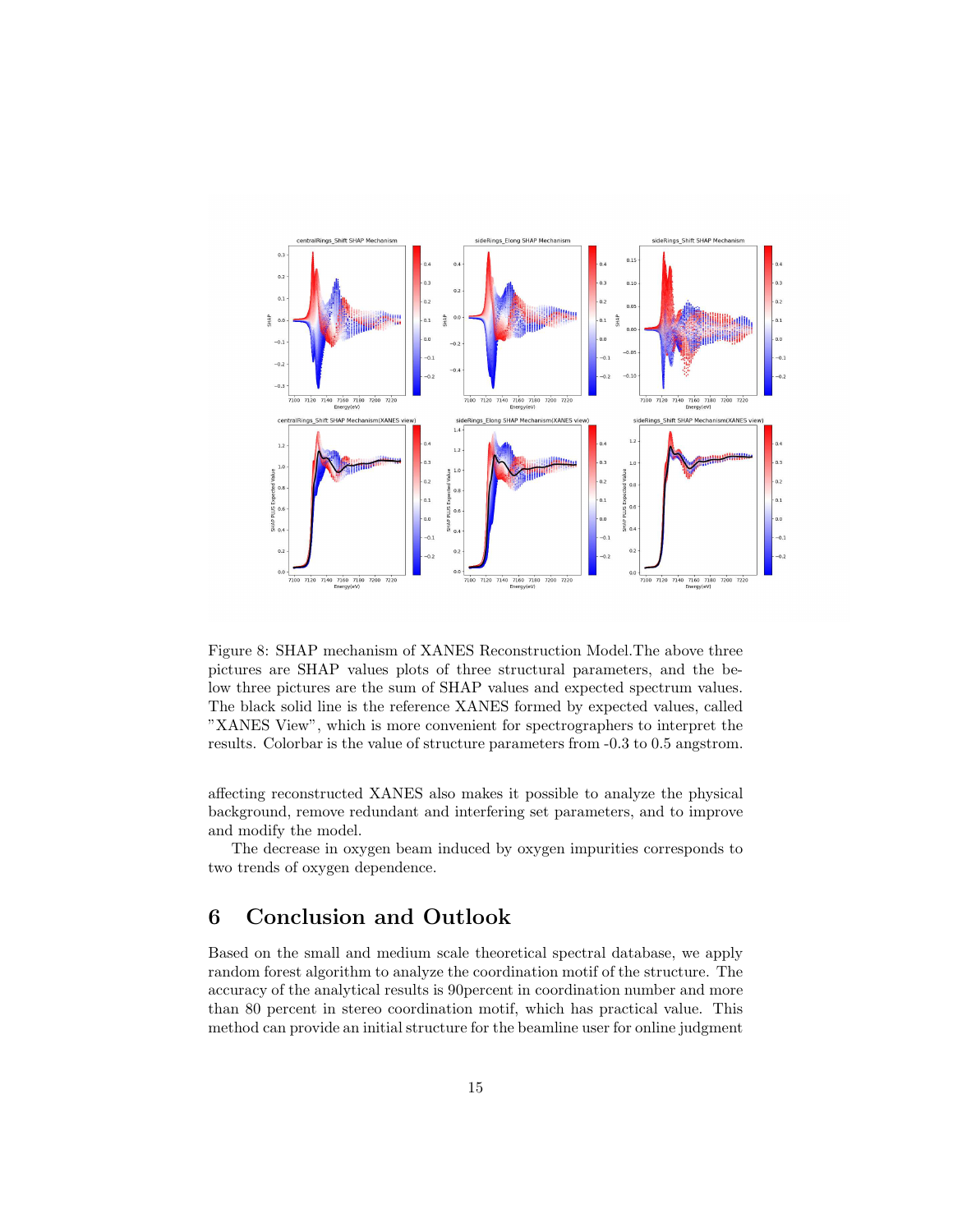Figure 8: SHAP mechanism of XANES Reconstruction Model.The above three pictures are SHAP values plots of three structural parameters, and the below three pictures are the sum of SHAP values and expected spectrum values. The black solid line is the reference XANES formed by expected values, called "XANES View", which is more convenient for spectrographers to interpret the results. Colorbar is the value of structure parameters from -0.3 to 0.5 angstrom.

affecting reconstructed XANES also makes it possible to analyze the physical background, remove redundant and interfering set parameters, and to improve and modify the model.

The decrease in oxygen beam induced by oxygen impurities corresponds to two trends of oxygen dependence.

# 6 Conclusion and Outlook

Based on the small and medium scale theoretical spectral database, we apply random forest algorithm to analyze the coordination motif of the structure. The accuracy of the analytical results is 90percent in coordination number and more than 80 percent in stereo coordination motif, which has practical value. This method can provide an initial structure for the beamline user for online judgment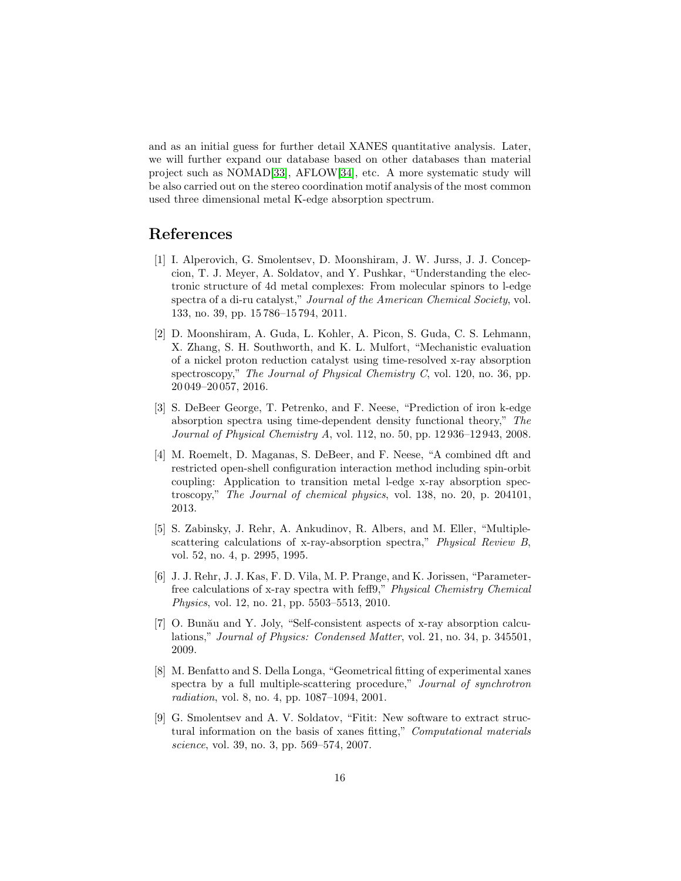and as an initial guess for further detail XANES quantitative analysis. Later, we will further expand our database based on other databases than material project such as NOMAD[33], AFLOW[34], etc. A more systematic study will be also carried out on the stereo coordination motif analysis of the most common used three dimensional metal K-edge absorption spectrum.

## References

[1] I. Alperovich, G. Smolentsev, D. Moonshiram, J. W. Jurss, J. J. Concepcion, T. J. Meyer, A. Soldatov, and Y. Pushkar, "Understanding the electronic structure of 4d metal complexes: From molecular spinors to l-edge spectra of a di-ru catalyst," *Journal of the American Chemical Society*, vol. 133, no. 39, pp. 15 786–15 794, 2011.

[2] D. Moonshiram, A. Guda, L. Kohler, A. Picon, S. Guda, C. S. Lehmann, X. Zhang, S. H. Southworth, and K. L. Mulfort, "Mechanistic evaluation of a nickel proton reduction catalyst using time-resolved x-ray absorption spectroscopy," *The Journal of Physical Chemistry C*, vol. 120, no. 36, pp. 20 049–20 057, 2016.

[3] S. DeBeer George, T. Petrenko, and F. Neese, "Prediction of iron k-edge absorption spectra using time-dependent density functional theory," *The Journal of Physical Chemistry A*, vol. 112, no. 50, pp. 12 936–12 943, 2008.

[4] M. Roemelt, D. Maganas, S. DeBeer, and F. Neese, "A combined dft and restricted open-shell configuration interaction method including spin-orbit coupling: Application to transition metal l-edge x-ray absorption spectroscopy," *The Journal of chemical physics*, vol. 138, no. 20, p. 204101, 2013.

[5] S. Zabinsky, J. Rehr, A. Ankudinov, R. Albers, and M. Eller, "Multiple-scattering calculations of x-ray-absorption spectra," *Physical Review B*, vol. 52, no. 4, p. 2995, 1995.

[6] J. J. Rehr, J. J. Kas, F. D. Vila, M. P. Prange, and K. Jorissen, "Parameter-free calculations of x-ray spectra with feff9," *Physical Chemistry Chemical Physics*, vol. 12, no. 21, pp. 5503–5513, 2010.

[7] O. Bunău and Y. Joly, "Self-consistent aspects of x-ray absorption calculations," *Journal of Physics: Condensed Matter*, vol. 21, no. 34, p. 345501, 2009.

[8] M. Benfatto and S. Della Longa, "Geometrical fitting of experimental xanes spectra by a full multiple-scattering procedure," *Journal of synchrotron radiation*, vol. 8, no. 4, pp. 1087–1094, 2001.

[9] G. Smolentsev and A. V. Soldatov, "Fitit: New software to extract structural information on the basis of xanes fitting," *Computational materials science*, vol. 39, no. 3, pp. 569–574, 2007.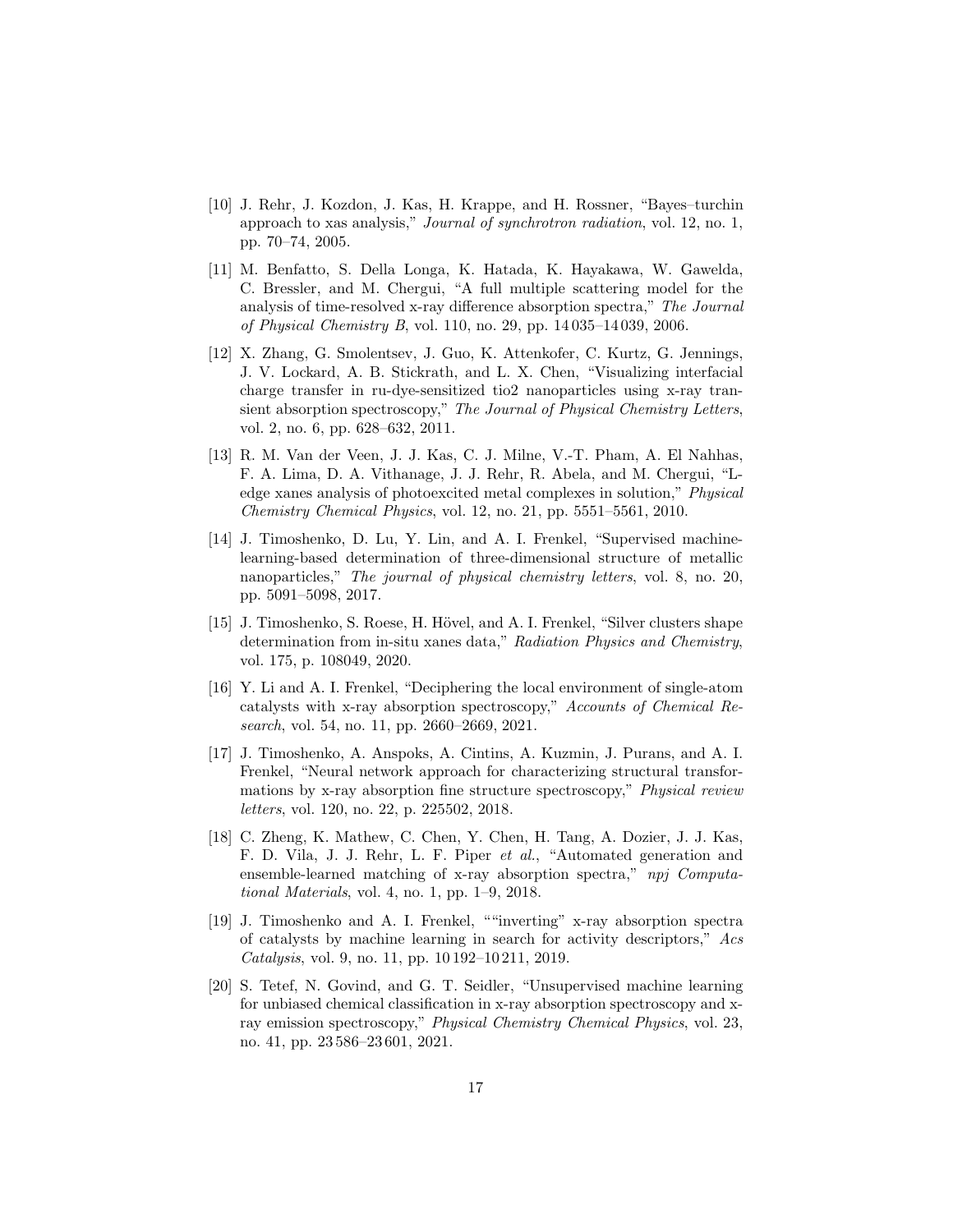[10] J. Rehr, J. Kozdon, J. Kas, H. Krappe, and H. Rossner, "Bayes–turchin approach to xas analysis," *Journal of synchrotron radiation*, vol. 12, no. 1, pp. 70–74, 2005.

[11] M. Benfatto, S. Della Longa, K. Hatada, K. Hayakawa, W. Gawelda, C. Bressler, and M. Chergui, "A full multiple scattering model for the analysis of time-resolved x-ray difference absorption spectra," *The Journal of Physical Chemistry B*, vol. 110, no. 29, pp. 14 035–14 039, 2006.

[12] X. Zhang, G. Smolentsev, J. Guo, K. Attenkofer, C. Kurtz, G. Jennings, J. V. Lockard, A. B. Stickrath, and L. X. Chen, "Visualizing interfacial charge transfer in ru-dye-sensitized tio2 nanoparticles using x-ray transient absorption spectroscopy," *The Journal of Physical Chemistry Letters*, vol. 2, no. 6, pp. 628–632, 2011.

[13] R. M. Van der Veen, J. J. Kas, C. J. Milne, V.-T. Pham, A. El Nahhas, F. A. Lima, D. A. Vithanage, J. J. Rehr, R. Abela, and M. Chergui, "L-edge xanes analysis of photoexcited metal complexes in solution," *Physical Chemistry Chemical Physics*, vol. 12, no. 21, pp. 5551–5561, 2010.

[14] J. Timoshenko, D. Lu, Y. Lin, and A. I. Frenkel, "Supervised machine-learning-based determination of three-dimensional structure of metallic nanoparticles," *The journal of physical chemistry letters*, vol. 8, no. 20, pp. 5091–5098, 2017.

[15] J. Timoshenko, S. Roese, H. Hövel, and A. I. Frenkel, "Silver clusters shape determination from in-situ xanes data," *Radiation Physics and Chemistry*, vol. 175, p. 108049, 2020.

[16] Y. Li and A. I. Frenkel, "Deciphering the local environment of single-atom catalysts with x-ray absorption spectroscopy," *Accounts of Chemical Research*, vol. 54, no. 11, pp. 2660–2669, 2021.

[17] J. Timoshenko, A. Anspoks, A. Cintins, A. Kuzmin, J. Purans, and A. I. Frenkel, "Neural network approach for characterizing structural transformations by x-ray absorption fine structure spectroscopy," *Physical review letters*, vol. 120, no. 22, p. 225502, 2018.

[18] C. Zheng, K. Mathew, C. Chen, Y. Chen, H. Tang, A. Dozier, J. J. Kas, F. D. Vila, J. J. Rehr, L. F. Piper *et al.*, "Automated generation and ensemble-learned matching of x-ray absorption spectra," *npj Computational Materials*, vol. 4, no. 1, pp. 1–9, 2018.

[19] J. Timoshenko and A. I. Frenkel, ""inverting" x-ray absorption spectra of catalysts by machine learning in search for activity descriptors," *Acs Catalysis*, vol. 9, no. 11, pp. 10 192–10 211, 2019.

[20] S. Tetef, N. Govind, and G. T. Seidler, "Unsupervised machine learning for unbiased chemical classification in x-ray absorption spectroscopy and x-ray emission spectroscopy," *Physical Chemistry Chemical Physics*, vol. 23, no. 41, pp. 23 586–23 601, 2021.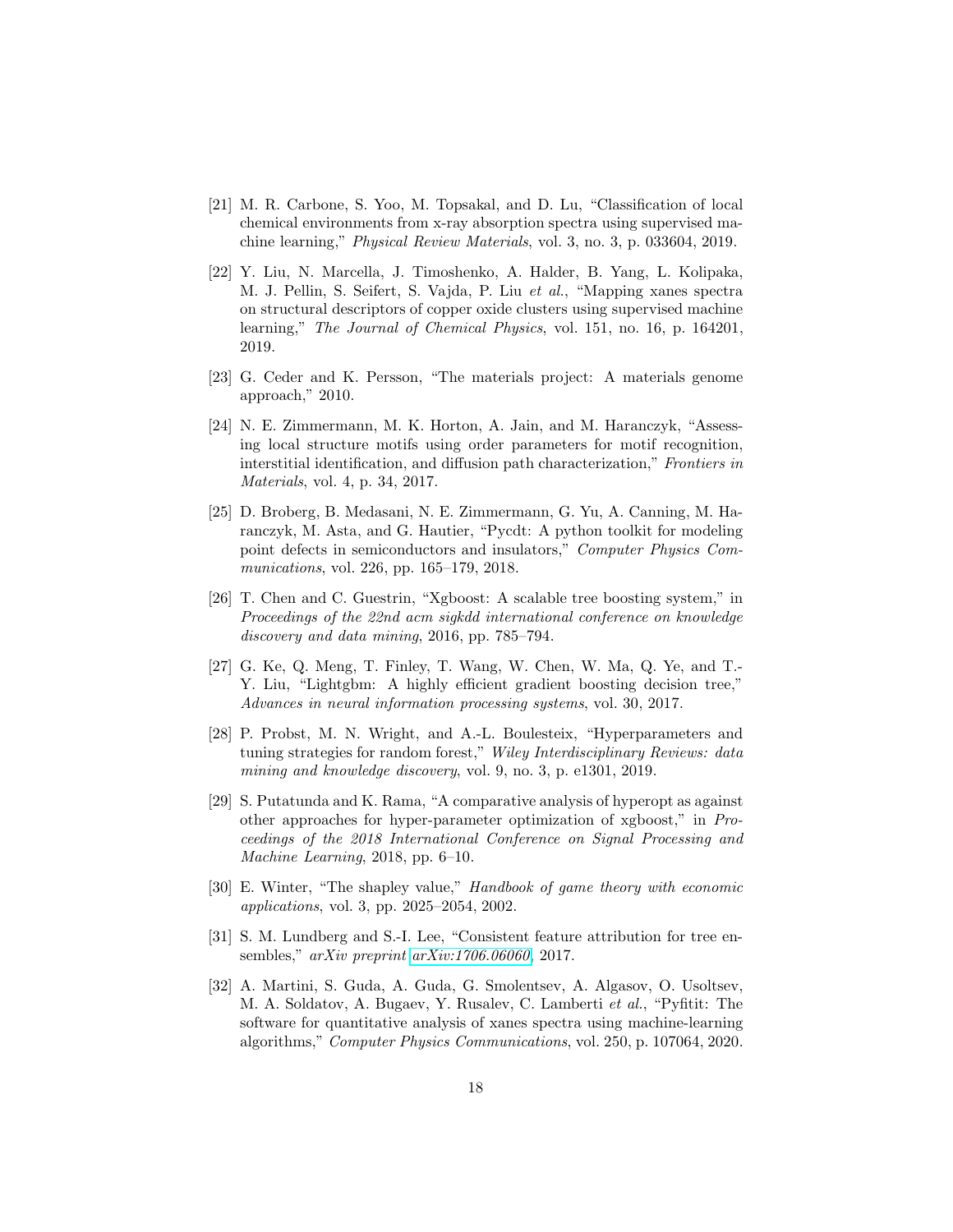[21] M. R. Carbone, S. Yoo, M. Topsakal, and D. Lu, "Classification of local chemical environments from x-ray absorption spectra using supervised machine learning," *Physical Review Materials*, vol. 3, no. 3, p. 033604, 2019.

[22] Y. Liu, N. Marcella, J. Timoshenko, A. Halder, B. Yang, L. Kolipaka, M. J. Pellin, S. Seifert, S. Vajda, P. Liu *et al.*, "Mapping xanes spectra on structural descriptors of copper oxide clusters using supervised machine learning," *The Journal of Chemical Physics*, vol. 151, no. 16, p. 164201, 2019.

[23] G. Ceder and K. Persson, "The materials project: A materials genome approach," 2010.

[24] N. E. Zimmermann, M. K. Horton, A. Jain, and M. Haranczyk, "Assessing local structure motifs using order parameters for motif recognition, interstitial identification, and diffusion path characterization," *Frontiers in Materials*, vol. 4, p. 34, 2017.

[25] D. Broberg, B. Medasani, N. E. Zimmermann, G. Yu, A. Canning, M. Haranczyk, M. Asta, and G. Hautier, "Pycdt: A python toolkit for modeling point defects in semiconductors and insulators," *Computer Physics Communications*, vol. 226, pp. 165–179, 2018.

[26] T. Chen and C. Guestrin, "Xgboost: A scalable tree boosting system," in *Proceedings of the 22nd acm sigkdd international conference on knowledge discovery and data mining*, 2016, pp. 785–794.

[27] G. Ke, Q. Meng, T. Finley, T. Wang, W. Chen, W. Ma, Q. Ye, and T.-Y. Liu, "Lightgbm: A highly efficient gradient boosting decision tree," *Advances in neural information processing systems*, vol. 30, 2017.

[28] P. Probst, M. N. Wright, and A.-L. Boulesteix, "Hyperparameters and tuning strategies for random forest," *Wiley Interdisciplinary Reviews: data mining and knowledge discovery*, vol. 9, no. 3, p. e1301, 2019.

[29] S. Putatunda and K. Rama, "A comparative analysis of hyperopt as against other approaches for hyper-parameter optimization of xgboost," in *Proceedings of the 2018 International Conference on Signal Processing and Machine Learning*, 2018, pp. 6–10.

[30] E. Winter, "The shapley value," *Handbook of game theory with economic applications*, vol. 3, pp. 2025–2054, 2002.

[31] S. M. Lundberg and S.-I. Lee, "Consistent feature attribution for tree ensembles," *arXiv preprint arXiv:1706.06060*, 2017.

[32] A. Martini, S. Guda, A. Guda, G. Smolentsev, A. Algasov, O. Usoltsev, M. A. Soldatov, A. Bugaev, Y. Rusalev, C. Lamberti *et al.*, "Pyfitit: The software for quantitative analysis of xanes spectra using machine-learning algorithms," *Computer Physics Communications*, vol. 250, p. 107064, 2020.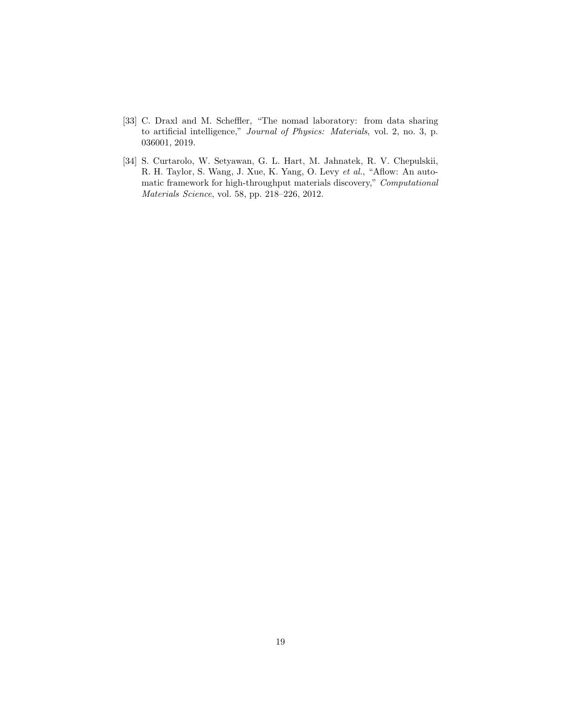[33] C. Draxl and M. Scheffler, "The nomad laboratory: from data sharing to artificial intelligence," *Journal of Physics: Materials*, vol. 2, no. 3, p. 036001, 2019.

[34] S. Curtarolo, W. Setyawan, G. L. Hart, M. Jahnatek, R. V. Chepulskii, R. H. Taylor, S. Wang, J. Xue, K. Yang, O. Levy *et al.*, "Aflow: An automatic framework for high-throughput materials discovery," *Computational Materials Science*, vol. 58, pp. 218–226, 2012.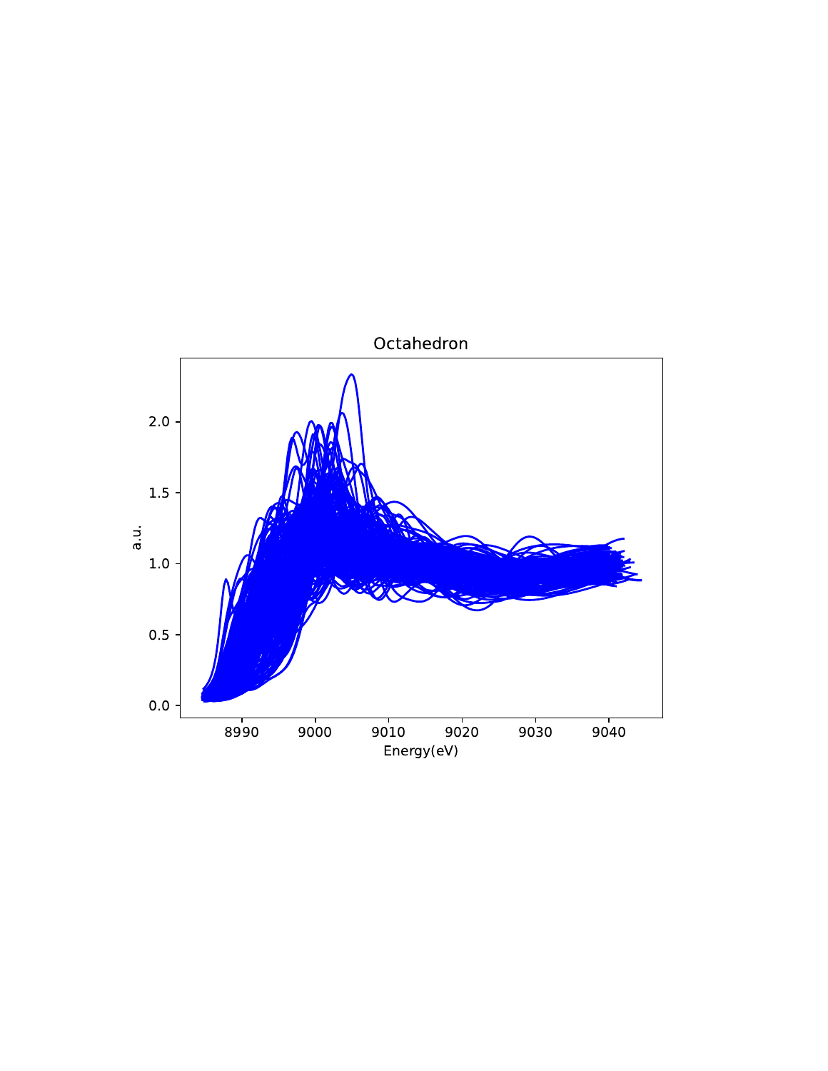Octahedron

a.u.

2.0

1.5

1.0

0.5

0.0

8990

9000

9010

9020

9030

9040

Energy(eV)